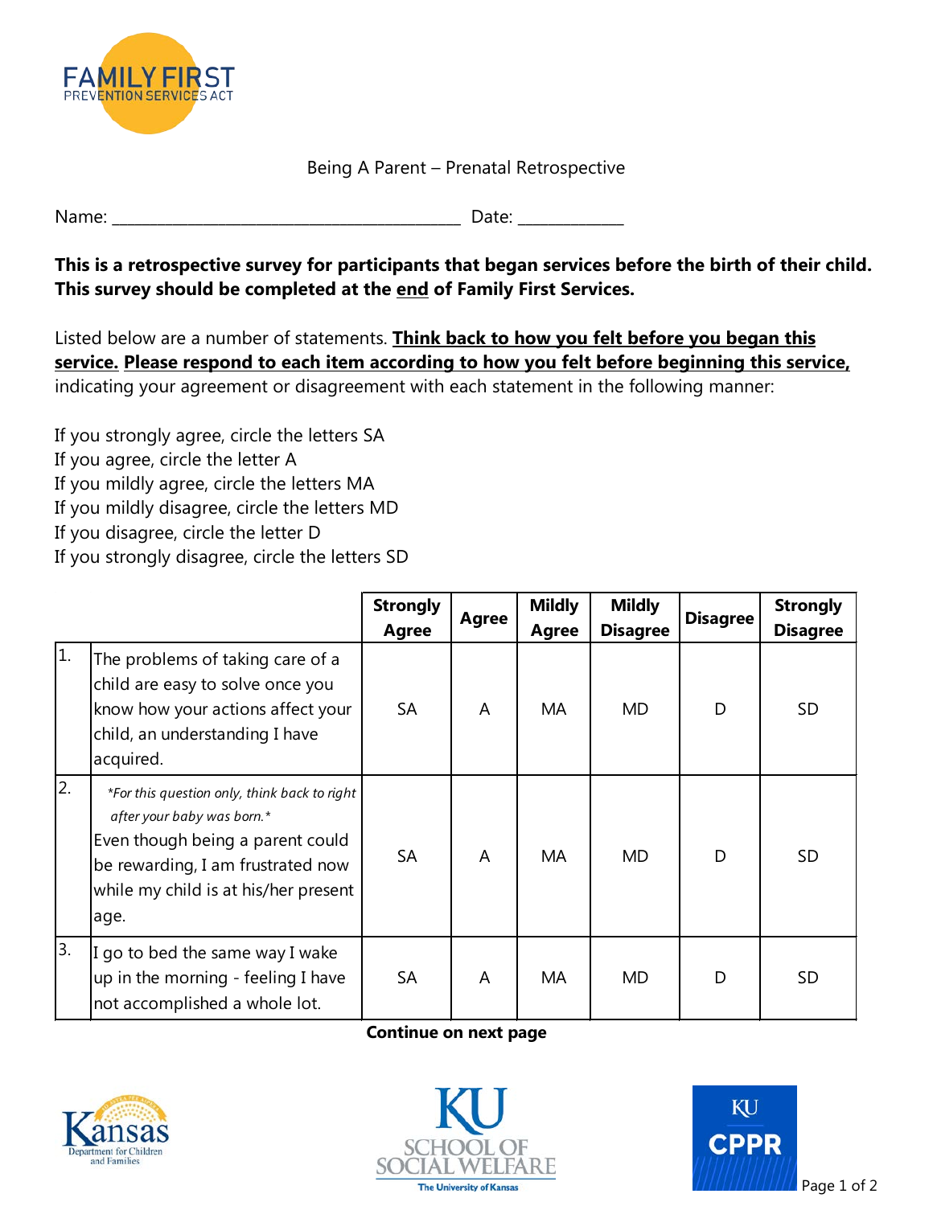FAMILY FIRST
PREVENTION SERVICES ACT

Being A Parent – Prenatal Retrospective

Name: ____________________________________________ Date: _____________

**This is a retrospective survey for participants that began services before the birth of their child. This survey should be completed at the end of Family First Services.**

Listed below are a number of statements. **Think back to how you felt before you began this service. Please respond to each item according to how you felt before beginning this service,** indicating your agreement or disagreement with each statement in the following manner:

If you strongly agree, circle the letters SA
If you agree, circle the letter A
If you mildly agree, circle the letters MA
If you mildly disagree, circle the letters MD
If you disagree, circle the letter D
If you strongly disagree, circle the letters SD

| | | Strongly Agree | Agree | Mildly Agree | Mildly Disagree | Disagree | Strongly Disagree |
|---|---|---|---|---|---|---|---|
| 1. | The problems of taking care of a child are easy to solve once you know how your actions affect your child, an understanding I have acquired. | SA | A | MA | MD | D | SD |
| 2. | *\*For this question only, think back to right after your baby was born.\** Even though being a parent could be rewarding, I am frustrated now while my child is at his/her present age. | SA | A | MA | MD | D | SD |
| 3. | I go to bed the same way I wake up in the morning - feeling I have not accomplished a whole lot. | SA | A | MA | MD | D | SD |

**Continue on next page**

Kansas Department for Children and Families

KU School of Social Welfare, The University of Kansas

KU CPPR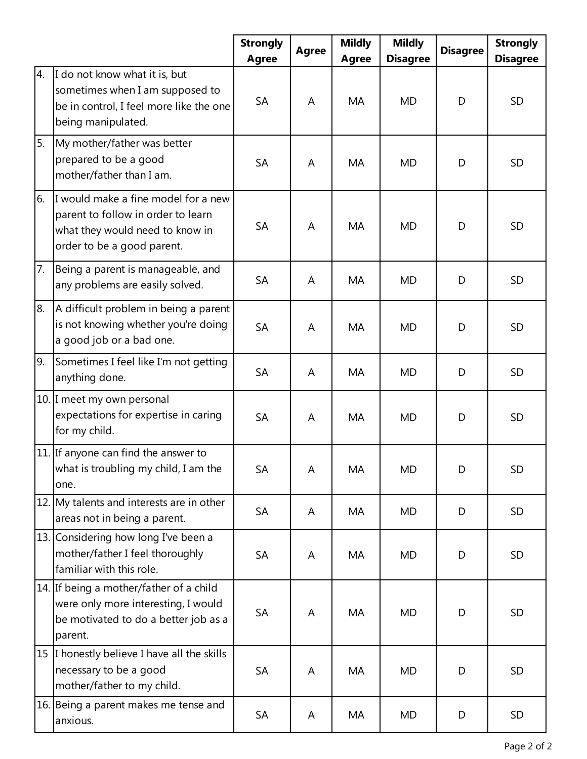| | | Strongly Agree | Agree | Mildly Agree | Mildly Disagree | Disagree | Strongly Disagree |
|---|---|---|---|---|---|---|---|
| 4. | I do not know what it is, but sometimes when I am supposed to be in control, I feel more like the one being manipulated. | SA | A | MA | MD | D | SD |
| 5. | My mother/father was better prepared to be a good mother/father than I am. | SA | A | MA | MD | D | SD |
| 6. | I would make a fine model for a new parent to follow in order to learn what they would need to know in order to be a good parent. | SA | A | MA | MD | D | SD |
| 7. | Being a parent is manageable, and any problems are easily solved. | SA | A | MA | MD | D | SD |
| 8. | A difficult problem in being a parent is not knowing whether you're doing a good job or a bad one. | SA | A | MA | MD | D | SD |
| 9. | Sometimes I feel like I'm not getting anything done. | SA | A | MA | MD | D | SD |
| 10. | I meet my own personal expectations for expertise in caring for my child. | SA | A | MA | MD | D | SD |
| 11. | If anyone can find the answer to what is troubling my child, I am the one. | SA | A | MA | MD | D | SD |
| 12. | My talents and interests are in other areas not in being a parent. | SA | A | MA | MD | D | SD |
| 13. | Considering how long I've been a mother/father I feel thoroughly familiar with this role. | SA | A | MA | MD | D | SD |
| 14. | If being a mother/father of a child were only more interesting, I would be motivated to do a better job as a parent. | SA | A | MA | MD | D | SD |
| 15 | I honestly believe I have all the skills necessary to be a good mother/father to my child. | SA | A | MA | MD | D | SD |
| 16. | Being a parent makes me tense and anxious. | SA | A | MA | MD | D | SD |